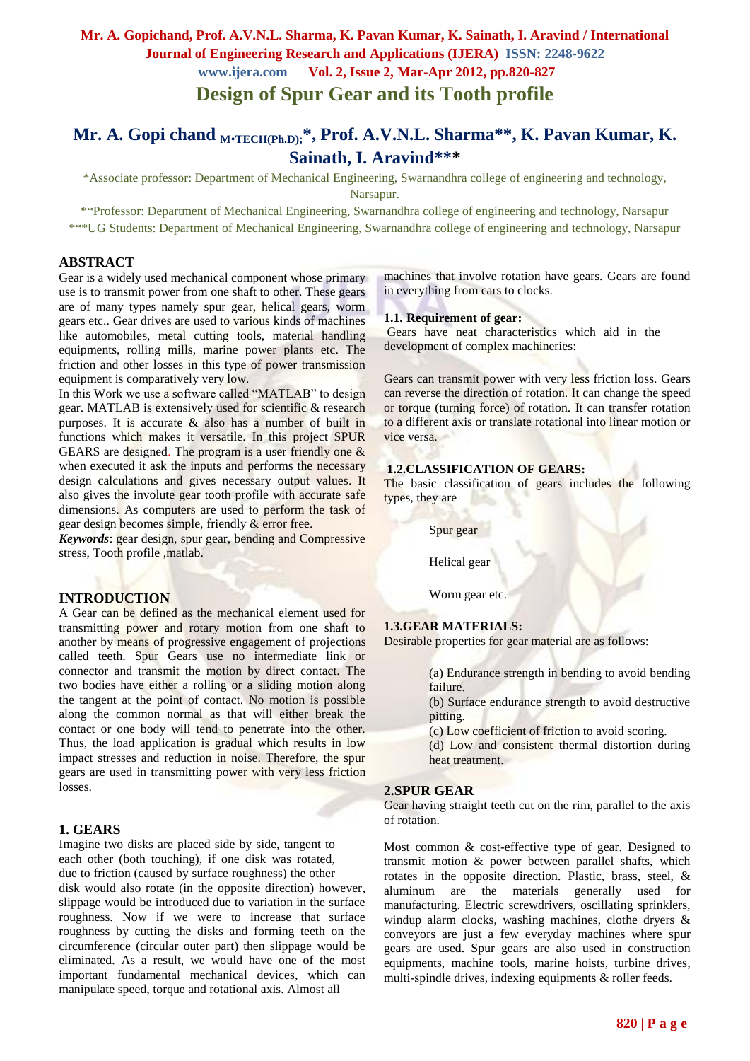# Design of Spur Gear and its Tooth profile

## Mr. A. Gopi chand $_{\text{M.TECH(Ph.D);}}$*, Prof. A.V.N.L. Sharma**, K. Pavan Kumar, K. Sainath, I. Aravind***

*Associate professor: Department of Mechanical Engineering, Swarnandhra college of engineering and technology, Narsapur.

**Professor: Department of Mechanical Engineering, Swarnandhra college of engineering and technology, Narsapur

***UG Students: Department of Mechanical Engineering, Swarnandhra college of engineering and technology, Narsapur

## ABSTRACT

Gear is a widely used mechanical component whose primary use is to transmit power from one shaft to other. These gears are of many types namely spur gear, helical gears, worm gears etc.. Gear drives are used to various kinds of machines like automobiles, metal cutting tools, material handling equipments, rolling mills, marine power plants etc. The friction and other losses in this type of power transmission equipment is comparatively very low.

In this Work we use a software called "MATLAB" to design gear. MATLAB is extensively used for scientific & research purposes. It is accurate & also has a number of built in functions which makes it versatile. In this project SPUR GEARS are designed. The program is a user friendly one & when executed it ask the inputs and performs the necessary design calculations and gives necessary output values. It also gives the involute gear tooth profile with accurate safe dimensions. As computers are used to perform the task of gear design becomes simple, friendly & error free.

***Keywords***: gear design, spur gear, bending and Compressive stress, Tooth profile ,matlab.

## INTRODUCTION

A Gear can be defined as the mechanical element used for transmitting power and rotary motion from one shaft to another by means of progressive engagement of projections called teeth. Spur Gears use no intermediate link or connector and transmit the motion by direct contact. The two bodies have either a rolling or a sliding motion along the tangent at the point of contact. No motion is possible along the common normal as that will either break the contact or one body will tend to penetrate into the other. Thus, the load application is gradual which results in low impact stresses and reduction in noise. Therefore, the spur gears are used in transmitting power with very less friction losses.

## 1. GEARS

Imagine two disks are placed side by side, tangent to each other (both touching), if one disk was rotated, due to friction (caused by surface roughness) the other disk would also rotate (in the opposite direction) however, slippage would be introduced due to variation in the surface roughness. Now if we were to increase that surface roughness by cutting the disks and forming teeth on the circumference (circular outer part) then slippage would be eliminated. As a result, we would have one of the most important fundamental mechanical devices, which can manipulate speed, torque and rotational axis. Almost all machines that involve rotation have gears. Gears are found in everything from cars to clocks.

### 1.1. Requirement of gear:

Gears have neat characteristics which aid in the development of complex machineries:

Gears can transmit power with very less friction loss. Gears can reverse the direction of rotation. It can change the speed or torque (turning force) of rotation. It can transfer rotation to a different axis or translate rotational into linear motion or vice versa.

### 1.2.CLASSIFICATION OF GEARS:

The basic classification of gears includes the following types, they are

- Spur gear
- Helical gear
- Worm gear etc.

### 1.3.GEAR MATERIALS:

Desirable properties for gear material are as follows:

(a) Endurance strength in bending to avoid bending failure.
(b) Surface endurance strength to avoid destructive pitting.
(c) Low coefficient of friction to avoid scoring.
(d) Low and consistent thermal distortion during heat treatment.

## 2.SPUR GEAR

Gear having straight teeth cut on the rim, parallel to the axis of rotation.

Most common & cost-effective type of gear. Designed to transmit motion & power between parallel shafts, which rotates in the opposite direction. Plastic, brass, steel, & aluminum are the materials generally used for manufacturing. Electric screwdrivers, oscillating sprinklers, windup alarm clocks, washing machines, clothe dryers & conveyors are just a few everyday machines where spur gears are used. Spur gears are also used in construction equipments, machine tools, marine hoists, turbine drives, multi-spindle drives, indexing equipments & roller feeds.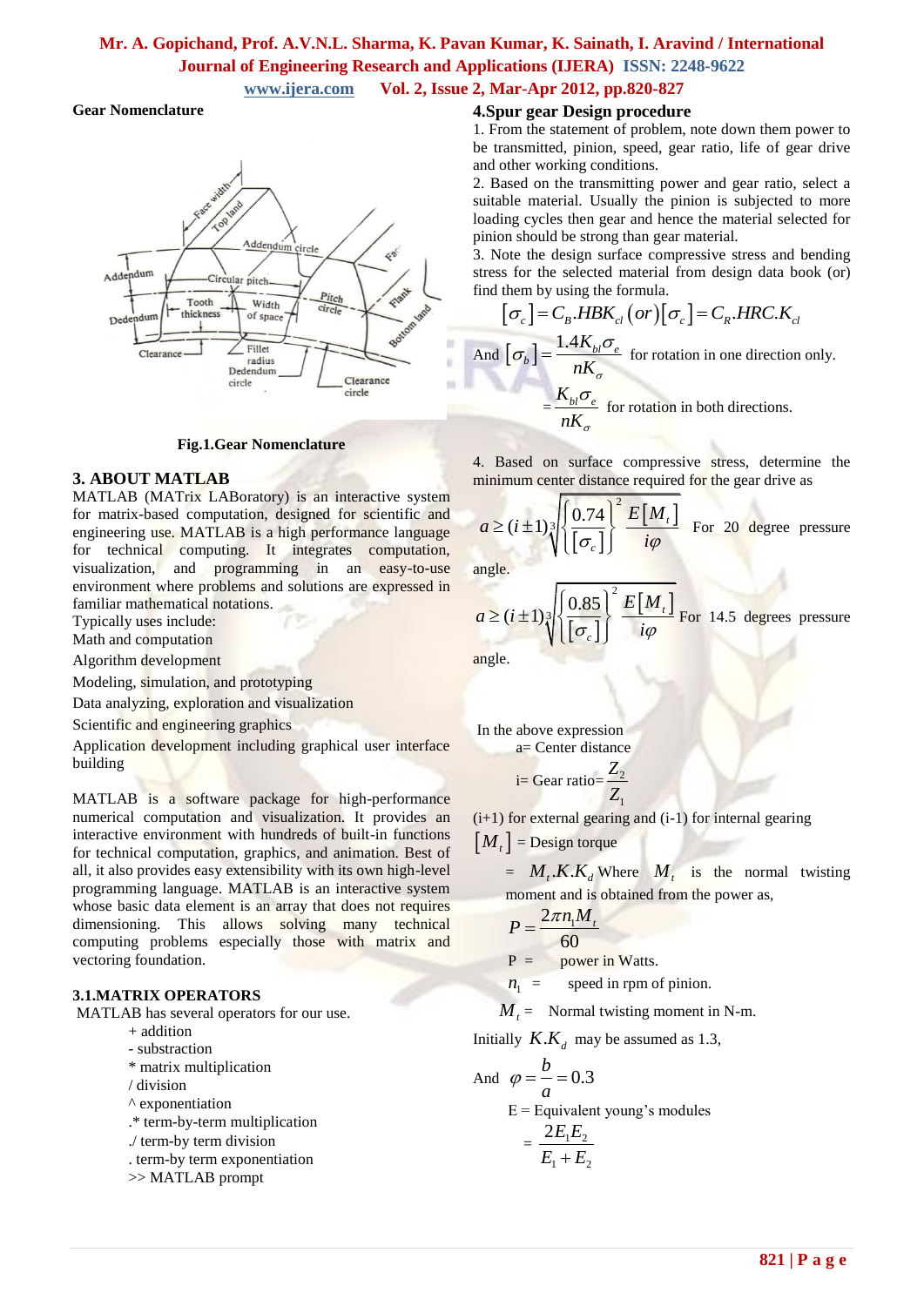**Gear Nomenclature**

Fig.1.Gear Nomenclature

## 3. ABOUT MATLAB

MATLAB (MATrix LABoratory) is an interactive system for matrix-based computation, designed for scientific and engineering use. MATLAB is a high performance language for technical computing. It integrates computation, visualization, and programming in an easy-to-use environment where problems and solutions are expressed in familiar mathematical notations.

Typically uses include:

Math and computation

Algorithm development

Modeling, simulation, and prototyping

Data analyzing, exploration and visualization

Scientific and engineering graphics

Application development including graphical user interface building

MATLAB is a software package for high-performance numerical computation and visualization. It provides an interactive environment with hundreds of built-in functions for technical computation, graphics, and animation. Best of all, it also provides easy extensibility with its own high-level programming language. MATLAB is an interactive system whose basic data element is an array that does not requires dimensioning. This allows solving many technical computing problems especially those with matrix and vectoring foundation.

### 3.1.MATRIX OPERATORS

MATLAB has several operators for our use.

+ addition

- substraction

* matrix multiplication

/ division

^ exponentiation

.* term-by-term multiplication

./ term-by term division

. term-by term exponentiation

>> MATLAB prompt

## 4.Spur gear Design procedure

1. From the statement of problem, note down them power to be transmitted, pinion, speed, gear ratio, life of gear drive and other working conditions.

2. Based on the transmitting power and gear ratio, select a suitable material. Usually the pinion is subjected to more loading cycles then gear and hence the material selected for pinion should be strong than gear material.

3. Note the design surface compressive stress and bending stress for the selected material from design data book (or) find them by using the formula.

$$[\sigma_c] = C_B.HBK_{cl} \,(or)\, [\sigma_c] = C_R.HRC.K_{cl}$$

And $[\sigma_b] = \dfrac{1.4K_{bl}\sigma_e}{nK_\sigma}$ for rotation in one direction only.

$= \dfrac{K_{bl}\sigma_e}{nK_\sigma}$ for rotation in both directions.

4. Based on surface compressive stress, determine the minimum center distance required for the gear drive as

$$a \geq (i \pm 1)\sqrt[3]{\left\{\frac{0.74}{[\sigma_c]}\right\}^2 \frac{E[M_t]}{i\varphi}}$$ For 20 degree pressure angle.

$$a \geq (i \pm 1)\sqrt[3]{\left\{\frac{0.85}{[\sigma_c]}\right\}^2 \frac{E[M_t]}{i\varphi}}$$ For 14.5 degrees pressure angle.

In the above expression

a= Center distance

i= Gear ratio= $\dfrac{Z_2}{Z_1}$

(i+1) for external gearing and (i-1) for internal gearing

$[M_t]$ = Design torque

= $M_t.K.K_d$ Where $M_t$ is the normal twisting moment and is obtained from the power as,

$$P = \frac{2\pi n_1 M_t}{60}$$

P = power in Watts.

$n_1$ = speed in rpm of pinion.

$M_t$ = Normal twisting moment in N-m.

Initially $K.K_d$ may be assumed as 1.3,

And $\varphi = \dfrac{b}{a} = 0.3$

E = Equivalent young's modules

$= \dfrac{2E_1E_2}{E_1 + E_2}$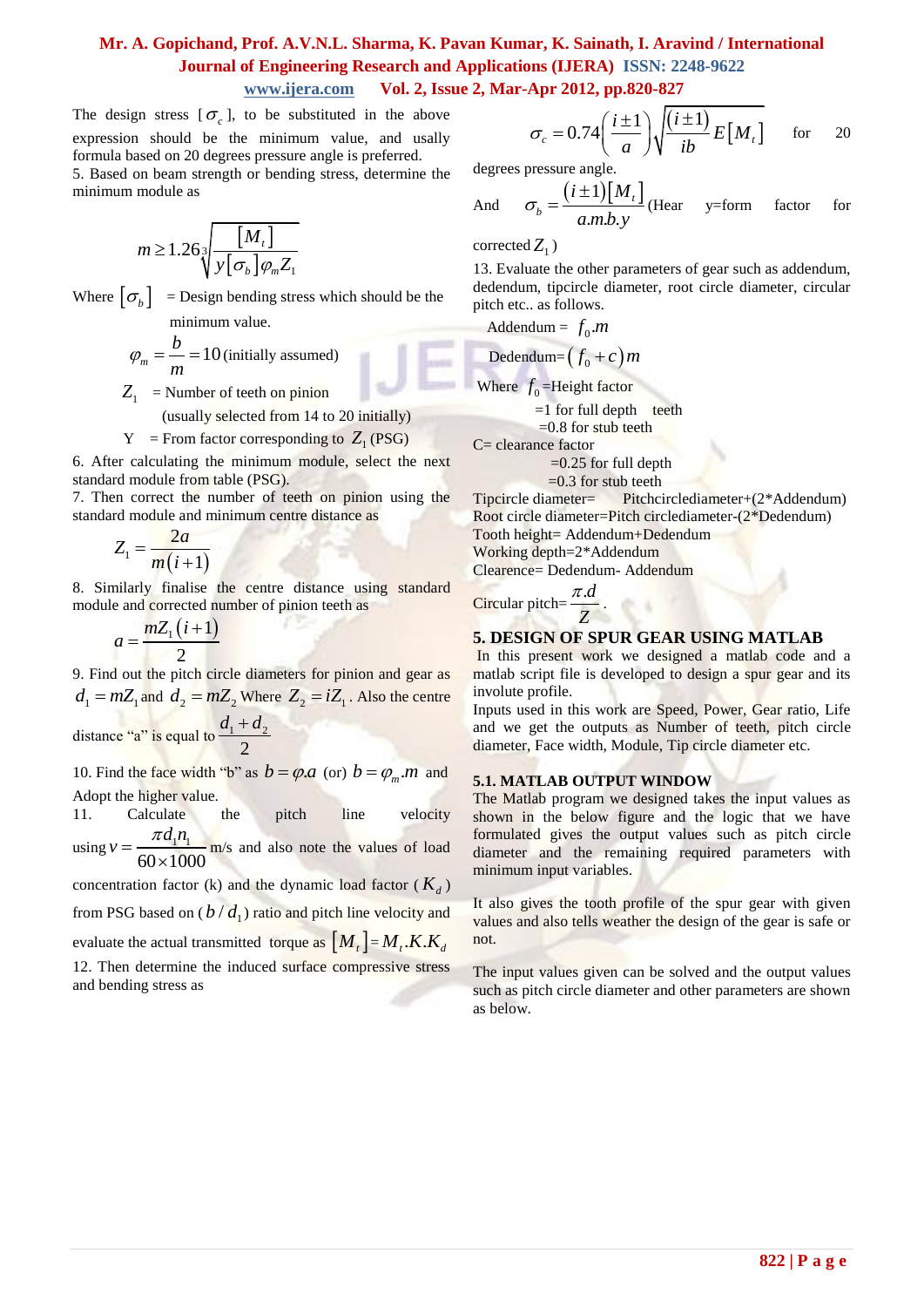The design stress [$\sigma_c$], to be substituted in the above expression should be the minimum value, and usaly formula based on 20 degrees pressure angle is preferred.

5. Based on beam strength or bending stress, determine the minimum module as

$$m \geq 1.26\sqrt[3]{\frac{[M_t]}{y[\sigma_b]\varphi_m Z_1}}$$

Where $[\sigma_b]$ = Design bending stress which should be the minimum value.

$$\varphi_m = \frac{b}{m} = 10 \text{ (initially assumed)}$$

$Z_1$ = Number of teeth on pinion (usually selected from 14 to 20 initially)

Y = From factor corresponding to $Z_1$ (PSG)

6. After calculating the minimum module, select the next standard module from table (PSG).

7. Then correct the number of teeth on pinion using the standard module and minimum centre distance as

$$Z_1 = \frac{2a}{m(i+1)}$$

8. Similarly finalise the centre distance using standard module and corrected number of pinion teeth as

$$a = \frac{mZ_1(i+1)}{2}$$

9. Find out the pitch circle diameters for pinion and gear as $d_1 = mZ_1$ and $d_2 = mZ_2$ Where $Z_2 = iZ_1$. Also the centre distance "a" is equal to $\frac{d_1 + d_2}{2}$

10. Find the face width "b" as $b = \varphi.a$ (or) $b = \varphi_m.m$ and Adopt the higher value.

11. Calculate the pitch line velocity using $v = \frac{\pi d_1 n_1}{60 \times 1000}$ m/s and also note the values of load concentration factor (k) and the dynamic load factor ($K_d$) from PSG based on ($b/d_1$) ratio and pitch line velocity and evaluate the actual transmitted torque as $[M_t] = M_t.K.K_d$

12. Then determine the induced surface compressive stress and bending stress as

$$\sigma_c = 0.74\left(\frac{i \pm 1}{a}\right)\sqrt{\frac{(i \pm 1)}{ib}E[M_t]}$$ for 20 degrees pressure angle.

And $\sigma_b = \frac{(i \pm 1)[M_t]}{a.m.b.y}$ (Hear y=form factor for corrected $Z_1$)

13. Evaluate the other parameters of gear such as addendum, dedendum, tipcircle diameter, root circle diameter, circular pitch etc.. as follows.

Addendum = $f_0.m$

Dedendum= $(f_0 + c)m$

Where $f_0$ =Height factor
=1 for full depth teeth
=0.8 for stub teeth

C= clearance factor
=0.25 for full depth
=0.3 for stub teeth

Tipcircle diameter= Pitchcirclediameter+(2*Addendum)
Root circle diameter=Pitch circlediameter-(2*Dedendum)
Tooth height= Addendum+Dedendum
Working depth=2*Addendum
Clearence= Dedendum- Addendum

Circular pitch= $\frac{\pi.d}{Z}$.

## 5. DESIGN OF SPUR GEAR USING MATLAB

In this present work we designed a matlab code and a matlab script file is developed to design a spur gear and its involute profile.

Inputs used in this work are Speed, Power, Gear ratio, Life and we get the outputs as Number of teeth, pitch circle diameter, Face width, Module, Tip circle diameter etc.

### 5.1. MATLAB OUTPUT WINDOW

The Matlab program we designed takes the input values as shown in the below figure and the logic that we have formulated gives the output values such as pitch circle diameter and the remaining required parameters with minimum input variables.

It also gives the tooth profile of the spur gear with given values and also tells weather the design of the gear is safe or not.

The input values given can be solved and the output values such as pitch circle diameter and other parameters are shown as below.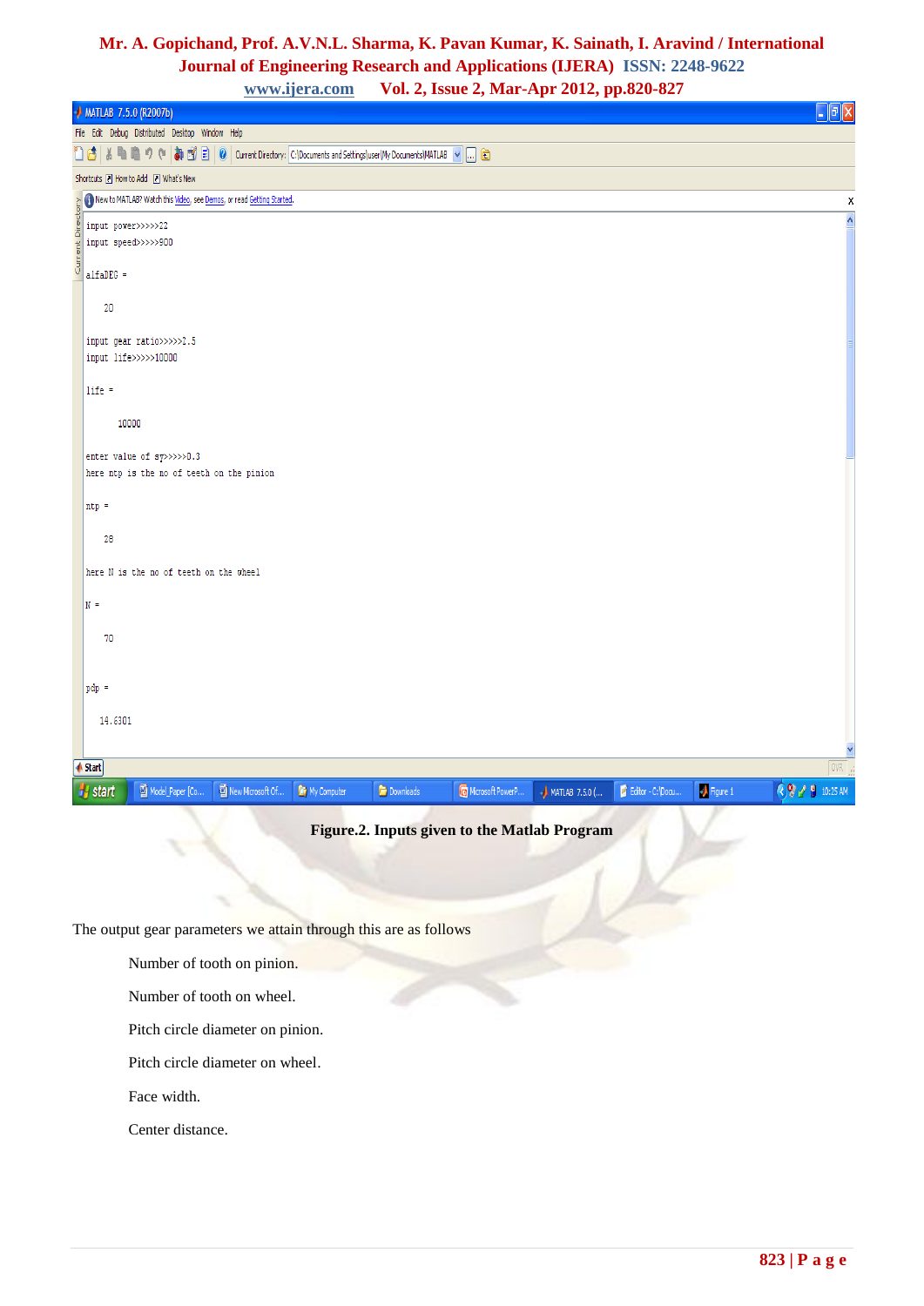```
input power>>>>>22
input speed>>>>>900

alfaDEG =

    20

input gear ratio>>>>>2.5
input life>>>>>10000

life =

       10000

enter value of sp>>>>>0.3
here ntp is the no of teeth on the pinion

ntp =

    28

here N is the no of teeth on the wheel

N =

    70


pdp =

   14.6301
```

**Figure.2. Inputs given to the Matlab Program**

The output gear parameters we attain through this are as follows

Number of tooth on pinion.

Number of tooth on wheel.

Pitch circle diameter on pinion.

Pitch circle diameter on wheel.

Face width.

Center distance.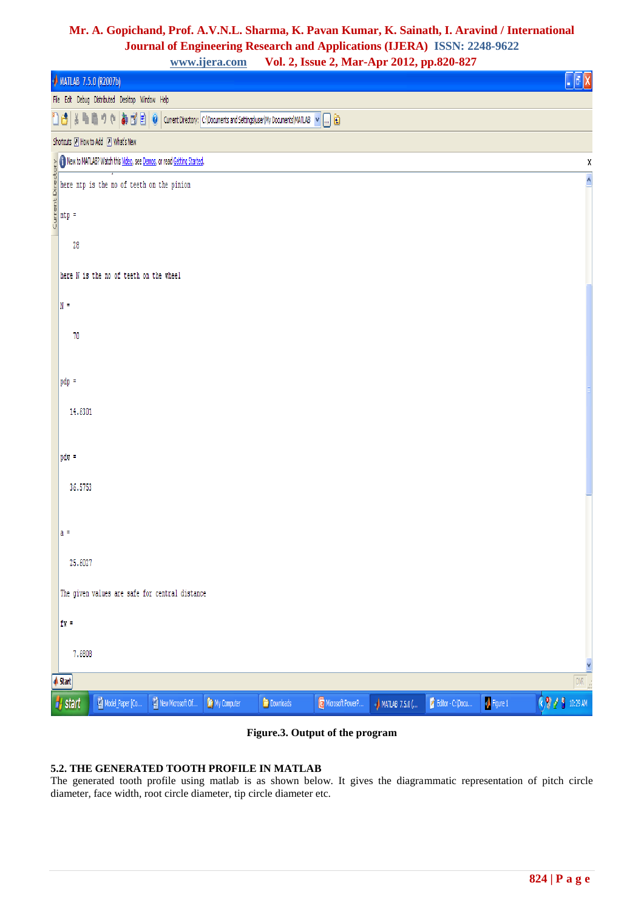Figure.3. Output of the program

### 5.2. THE GENERATED TOOTH PROFILE IN MATLAB

The generated tooth profile using matlab is as shown below. It gives the diagrammatic representation of pitch circle diameter, face width, root circle diameter, tip circle diameter etc.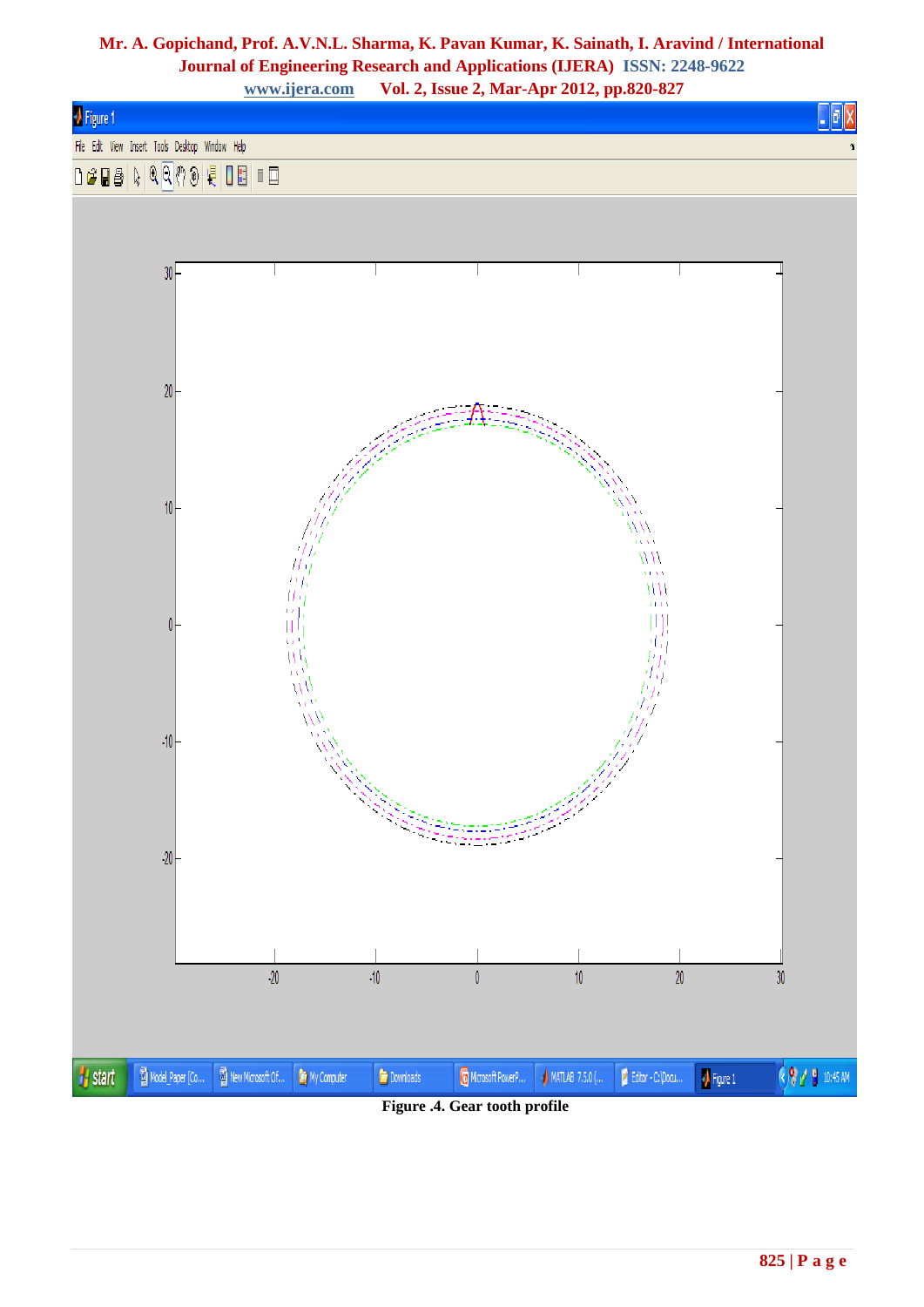Figure .4. Gear tooth profile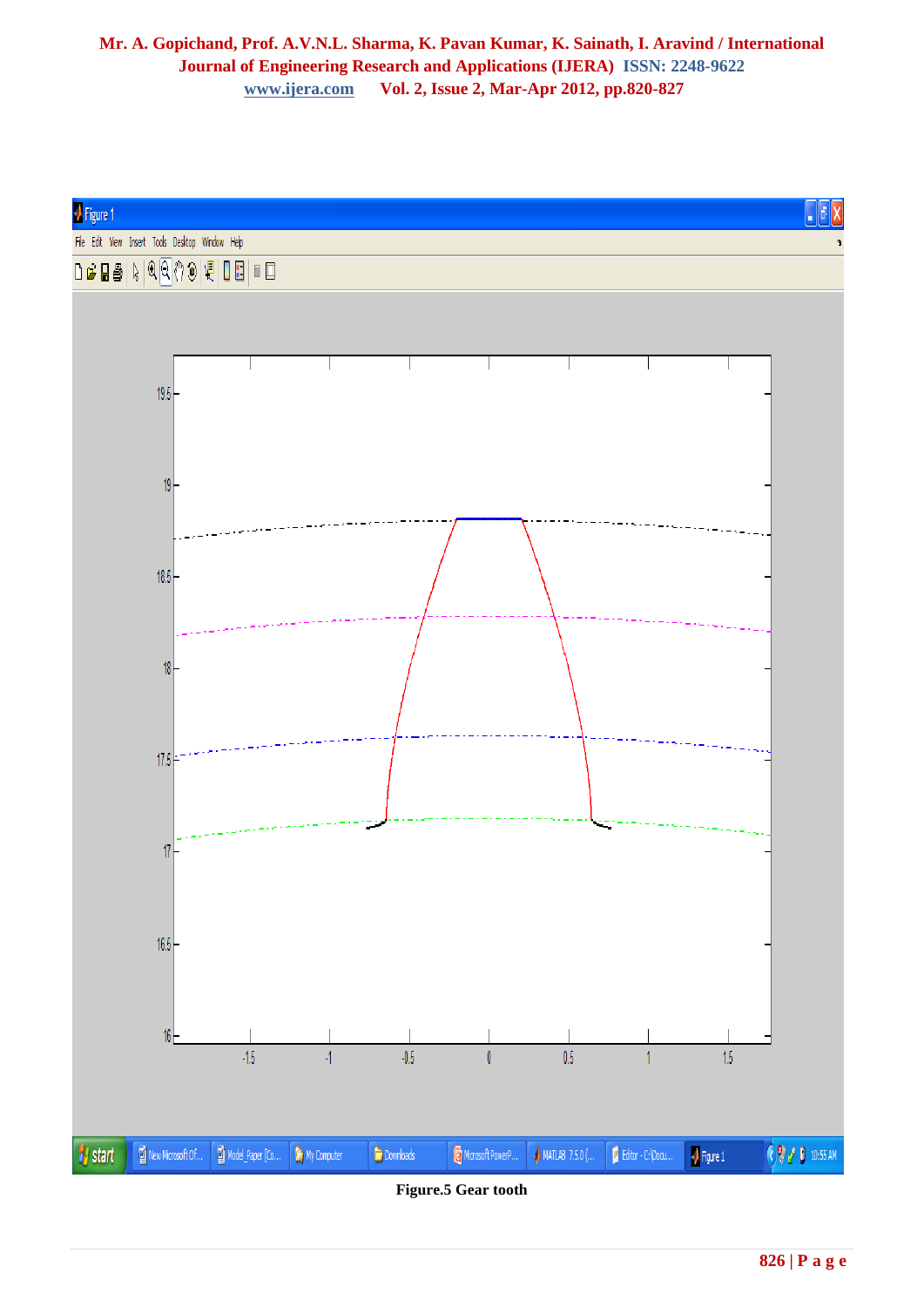Figure.5 Gear tooth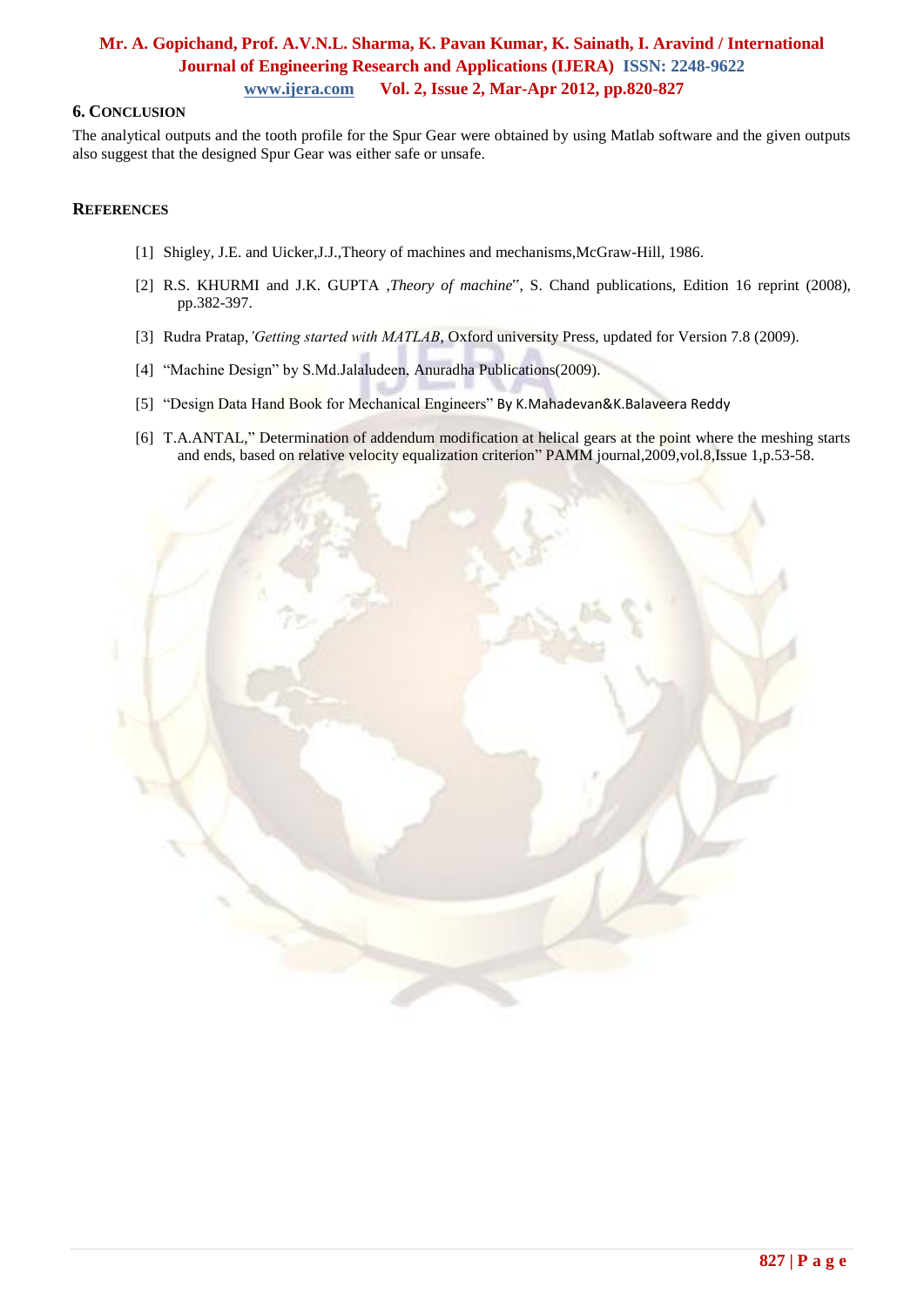## 6. CONCLUSION

The analytical outputs and the tooth profile for the Spur Gear were obtained by using Matlab software and the given outputs also suggest that the designed Spur Gear was either safe or unsafe.

## REFERENCES

[1] Shigley, J.E. and Uicker,J.J.,Theory of machines and mechanisms,McGraw-Hill, 1986.

[2] R.S. KHURMI and J.K. GUPTA ,*Theory of machine*", S. Chand publications, Edition 16 reprint (2008), pp.382-397.

[3] Rudra Pratap,*'Getting started with MATLAB*, Oxford university Press, updated for Version 7.8 (2009).

[4] "Machine Design" by S.Md.Jalaludeen, Anuradha Publications(2009).

[5] "Design Data Hand Book for Mechanical Engineers" By K.Mahadevan&K.Balaveera Reddy

[6] T.A.ANTAL," Determination of addendum modification at helical gears at the point where the meshing starts and ends, based on relative velocity equalization criterion" PAMM journal,2009,vol.8,Issue 1,p.53-58.